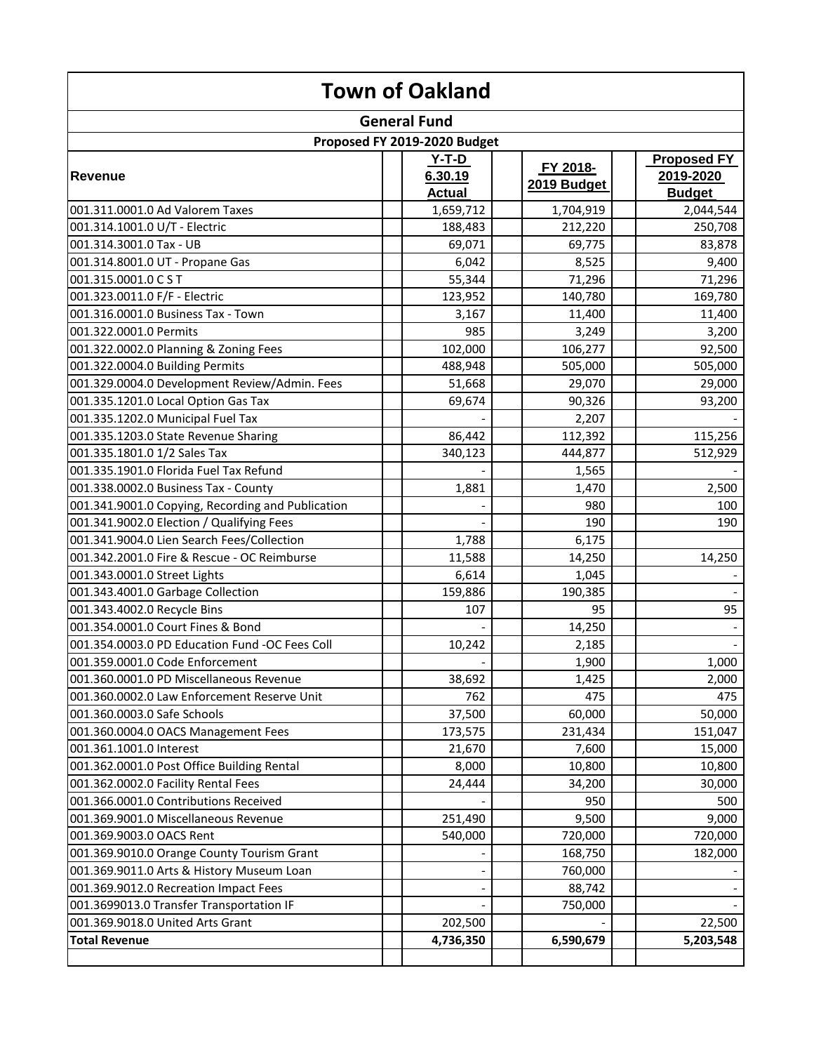# Town of Oakland

## General Fund

### Proposed FY 2019-2020 Budget

| Revenue | Y-T-D 6.30.19 Actual | FY 2018-2019 Budget | Proposed FY 2019-2020 Budget |
|---|---|---|---|
| 001.311.0001.0 Ad Valorem Taxes | 1,659,712 | 1,704,919 | 2,044,544 |
| 001.314.1001.0 U/T - Electric | 188,483 | 212,220 | 250,708 |
| 001.314.3001.0 Tax - UB | 69,071 | 69,775 | 83,878 |
| 001.314.8001.0 UT - Propane Gas | 6,042 | 8,525 | 9,400 |
| 001.315.0001.0 C S T | 55,344 | 71,296 | 71,296 |
| 001.323.0011.0 F/F - Electric | 123,952 | 140,780 | 169,780 |
| 001.316.0001.0 Business Tax - Town | 3,167 | 11,400 | 11,400 |
| 001.322.0001.0 Permits | 985 | 3,249 | 3,200 |
| 001.322.0002.0 Planning & Zoning Fees | 102,000 | 106,277 | 92,500 |
| 001.322.0004.0 Building Permits | 488,948 | 505,000 | 505,000 |
| 001.329.0004.0 Development Review/Admin. Fees | 51,668 | 29,070 | 29,000 |
| 001.335.1201.0 Local Option Gas Tax | 69,674 | 90,326 | 93,200 |
| 001.335.1202.0 Municipal Fuel Tax | - | 2,207 | - |
| 001.335.1203.0 State Revenue Sharing | 86,442 | 112,392 | 115,256 |
| 001.335.1801.0 1/2 Sales Tax | 340,123 | 444,877 | 512,929 |
| 001.335.1901.0 Florida Fuel Tax Refund | - | 1,565 | - |
| 001.338.0002.0 Business Tax - County | 1,881 | 1,470 | 2,500 |
| 001.341.9001.0 Copying, Recording and Publication | - | 980 | 100 |
| 001.341.9002.0 Election / Qualifying Fees | - | 190 | 190 |
| 001.341.9004.0 Lien Search Fees/Collection | 1,788 | 6,175 | |
| 001.342.2001.0 Fire & Rescue - OC Reimburse | 11,588 | 14,250 | 14,250 |
| 001.343.0001.0 Street Lights | 6,614 | 1,045 | - |
| 001.343.4001.0 Garbage Collection | 159,886 | 190,385 | - |
| 001.343.4002.0 Recycle Bins | 107 | 95 | 95 |
| 001.354.0001.0 Court Fines & Bond | - | 14,250 | - |
| 001.354.0003.0 PD Education Fund -OC Fees Coll | 10,242 | 2,185 | - |
| 001.359.0001.0 Code Enforcement | - | 1,900 | 1,000 |
| 001.360.0001.0 PD Miscellaneous Revenue | 38,692 | 1,425 | 2,000 |
| 001.360.0002.0 Law Enforcement Reserve Unit | 762 | 475 | 475 |
| 001.360.0003.0 Safe Schools | 37,500 | 60,000 | 50,000 |
| 001.360.0004.0 OACS Management Fees | 173,575 | 231,434 | 151,047 |
| 001.361.1001.0 Interest | 21,670 | 7,600 | 15,000 |
| 001.362.0001.0 Post Office Building Rental | 8,000 | 10,800 | 10,800 |
| 001.362.0002.0 Facility Rental Fees | 24,444 | 34,200 | 30,000 |
| 001.366.0001.0 Contributions Received | - | 950 | 500 |
| 001.369.9001.0 Miscellaneous Revenue | 251,490 | 9,500 | 9,000 |
| 001.369.9003.0 OACS Rent | 540,000 | 720,000 | 720,000 |
| 001.369.9010.0 Orange County Tourism Grant | - | 168,750 | 182,000 |
| 001.369.9011.0 Arts & History Museum Loan | - | 760,000 | - |
| 001.369.9012.0 Recreation Impact Fees | - | 88,742 | - |
| 001.3699013.0 Transfer Transportation IF | - | 750,000 | - |
| 001.369.9018.0 United Arts Grant | 202,500 | - | 22,500 |
| **Total Revenue** | **4,736,350** | **6,590,679** | **5,203,548** |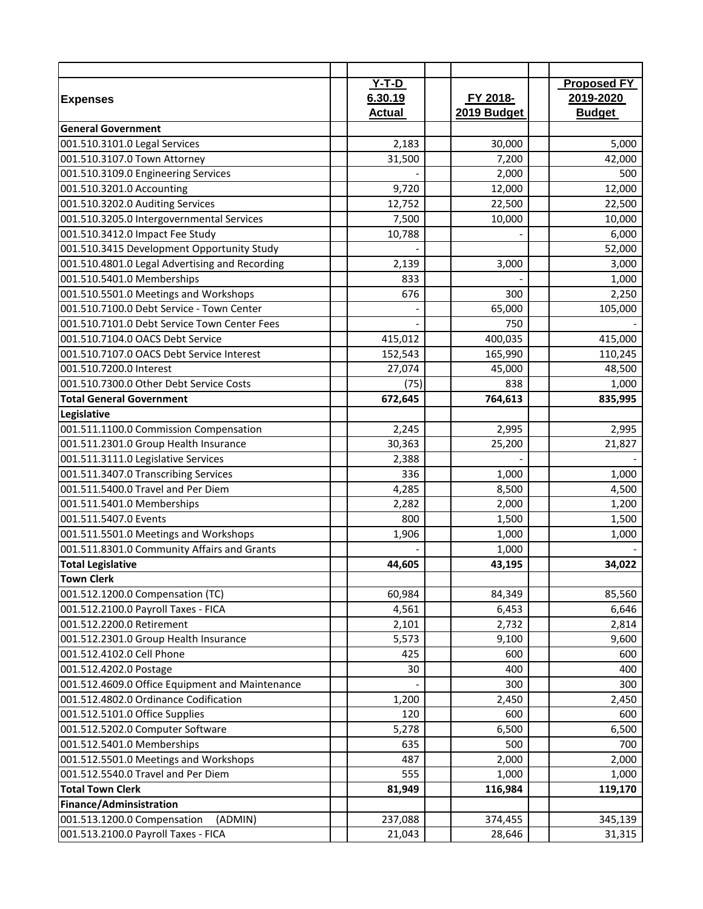| Expenses | Y-T-D 6.30.19 Actual | FY 2018-2019 Budget | Proposed FY 2019-2020 Budget |
|---|---|---|---|
| **General Government** | | | |
| 001.510.3101.0 Legal Services | 2,183 | 30,000 | 5,000 |
| 001.510.3107.0 Town Attorney | 31,500 | 7,200 | 42,000 |
| 001.510.3109.0 Engineering Services | - | 2,000 | 500 |
| 001.510.3201.0 Accounting | 9,720 | 12,000 | 12,000 |
| 001.510.3202.0 Auditing Services | 12,752 | 22,500 | 22,500 |
| 001.510.3205.0 Intergovernmental Services | 7,500 | 10,000 | 10,000 |
| 001.510.3412.0 Impact Fee Study | 10,788 | - | 6,000 |
| 001.510.3415 Development Opportunity Study | - | | 52,000 |
| 001.510.4801.0 Legal Advertising and Recording | 2,139 | 3,000 | 3,000 |
| 001.510.5401.0 Memberships | 833 | - | 1,000 |
| 001.510.5501.0 Meetings and Workshops | 676 | 300 | 2,250 |
| 001.510.7100.0 Debt Service - Town Center | - | 65,000 | 105,000 |
| 001.510.7101.0 Debt Service Town Center Fees | - | 750 | - |
| 001.510.7104.0 OACS Debt Service | 415,012 | 400,035 | 415,000 |
| 001.510.7107.0 OACS Debt Service Interest | 152,543 | 165,990 | 110,245 |
| 001.510.7200.0 Interest | 27,074 | 45,000 | 48,500 |
| 001.510.7300.0 Other Debt Service Costs | (75) | 838 | 1,000 |
| **Total General Government** | **672,645** | **764,613** | **835,995** |
| **Legislative** | | | |
| 001.511.1100.0 Commission Compensation | 2,245 | 2,995 | 2,995 |
| 001.511.2301.0 Group Health Insurance | 30,363 | 25,200 | 21,827 |
| 001.511.3111.0 Legislative Services | 2,388 | - | - |
| 001.511.3407.0 Transcribing Services | 336 | 1,000 | 1,000 |
| 001.511.5400.0 Travel and Per Diem | 4,285 | 8,500 | 4,500 |
| 001.511.5401.0 Memberships | 2,282 | 2,000 | 1,200 |
| 001.511.5407.0 Events | 800 | 1,500 | 1,500 |
| 001.511.5501.0 Meetings and Workshops | 1,906 | 1,000 | 1,000 |
| 001.511.8301.0 Community Affairs and Grants | - | 1,000 | - |
| **Total Legislative** | **44,605** | **43,195** | **34,022** |
| **Town Clerk** | | | |
| 001.512.1200.0 Compensation (TC) | 60,984 | 84,349 | 85,560 |
| 001.512.2100.0 Payroll Taxes - FICA | 4,561 | 6,453 | 6,646 |
| 001.512.2200.0 Retirement | 2,101 | 2,732 | 2,814 |
| 001.512.2301.0 Group Health Insurance | 5,573 | 9,100 | 9,600 |
| 001.512.4102.0 Cell Phone | 425 | 600 | 600 |
| 001.512.4202.0 Postage | 30 | 400 | 400 |
| 001.512.4609.0 Office Equipment and Maintenance | - | 300 | 300 |
| 001.512.4802.0 Ordinance Codification | 1,200 | 2,450 | 2,450 |
| 001.512.5101.0 Office Supplies | 120 | 600 | 600 |
| 001.512.5202.0 Computer Software | 5,278 | 6,500 | 6,500 |
| 001.512.5401.0 Memberships | 635 | 500 | 700 |
| 001.512.5501.0 Meetings and Workshops | 487 | 2,000 | 2,000 |
| 001.512.5540.0 Travel and Per Diem | 555 | 1,000 | 1,000 |
| **Total Town Clerk** | **81,949** | **116,984** | **119,170** |
| **Finance/Adminsistration** | | | |
| 001.513.1200.0 Compensation (ADMIN) | 237,088 | 374,455 | 345,139 |
| 001.513.2100.0 Payroll Taxes - FICA | 21,043 | 28,646 | 31,315 |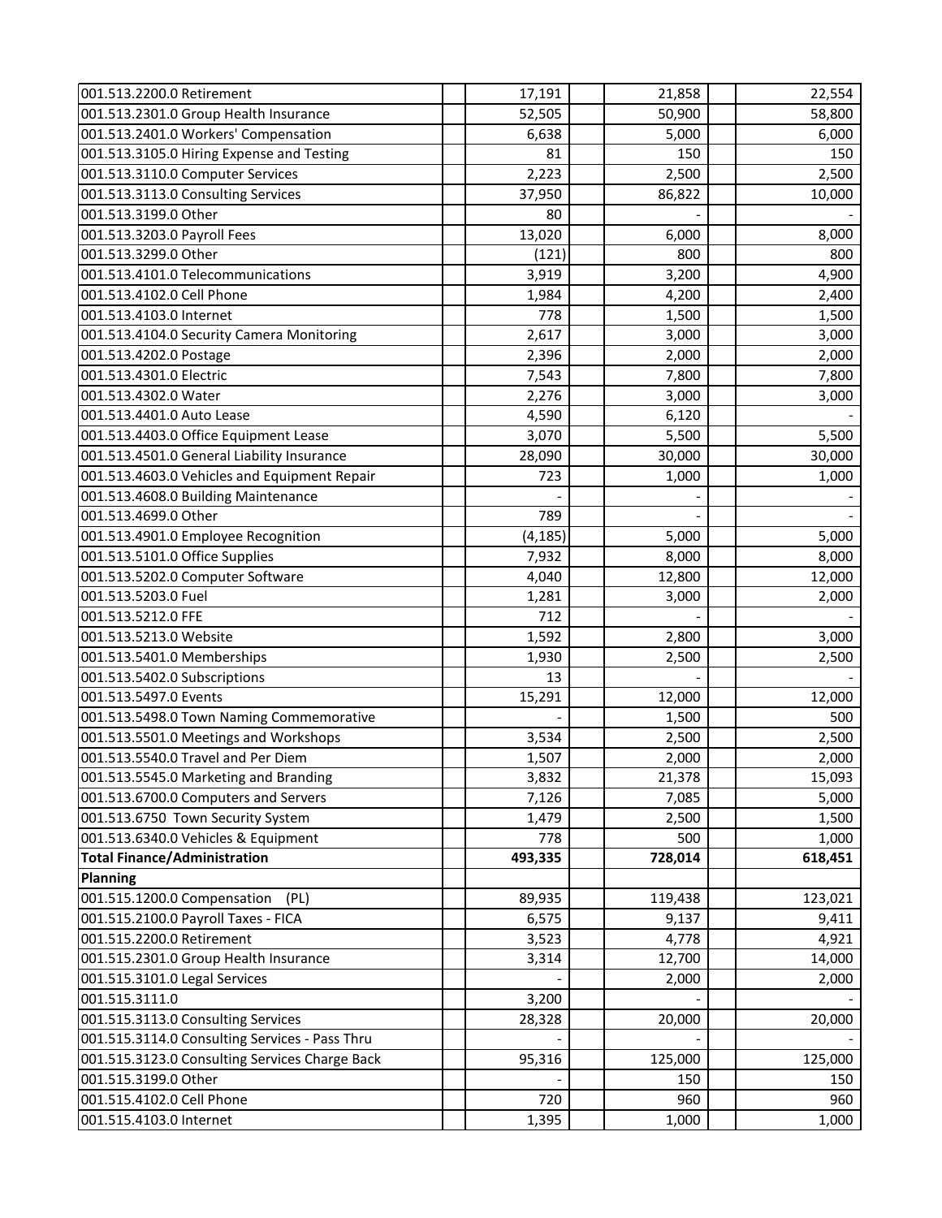| | | | | | |
|---|---|---|---|---|---|
| 001.513.2200.0 Retirement | | 17,191 | | 21,858 | | 22,554 |
| 001.513.2301.0 Group Health Insurance | | 52,505 | | 50,900 | | 58,800 |
| 001.513.2401.0 Workers' Compensation | | 6,638 | | 5,000 | | 6,000 |
| 001.513.3105.0 Hiring Expense and Testing | | 81 | | 150 | | 150 |
| 001.513.3110.0 Computer Services | | 2,223 | | 2,500 | | 2,500 |
| 001.513.3113.0 Consulting Services | | 37,950 | | 86,822 | | 10,000 |
| 001.513.3199.0 Other | | 80 | | - | | - |
| 001.513.3203.0 Payroll Fees | | 13,020 | | 6,000 | | 8,000 |
| 001.513.3299.0 Other | | (121) | | 800 | | 800 |
| 001.513.4101.0 Telecommunications | | 3,919 | | 3,200 | | 4,900 |
| 001.513.4102.0 Cell Phone | | 1,984 | | 4,200 | | 2,400 |
| 001.513.4103.0 Internet | | 778 | | 1,500 | | 1,500 |
| 001.513.4104.0 Security Camera Monitoring | | 2,617 | | 3,000 | | 3,000 |
| 001.513.4202.0 Postage | | 2,396 | | 2,000 | | 2,000 |
| 001.513.4301.0 Electric | | 7,543 | | 7,800 | | 7,800 |
| 001.513.4302.0 Water | | 2,276 | | 3,000 | | 3,000 |
| 001.513.4401.0 Auto Lease | | 4,590 | | 6,120 | | - |
| 001.513.4403.0 Office Equipment Lease | | 3,070 | | 5,500 | | 5,500 |
| 001.513.4501.0 General Liability Insurance | | 28,090 | | 30,000 | | 30,000 |
| 001.513.4603.0 Vehicles and Equipment Repair | | 723 | | 1,000 | | 1,000 |
| 001.513.4608.0 Building Maintenance | | - | | - | | - |
| 001.513.4699.0 Other | | 789 | | - | | - |
| 001.513.4901.0 Employee Recognition | | (4,185) | | 5,000 | | 5,000 |
| 001.513.5101.0 Office Supplies | | 7,932 | | 8,000 | | 8,000 |
| 001.513.5202.0 Computer Software | | 4,040 | | 12,800 | | 12,000 |
| 001.513.5203.0 Fuel | | 1,281 | | 3,000 | | 2,000 |
| 001.513.5212.0 FFE | | 712 | | - | | - |
| 001.513.5213.0 Website | | 1,592 | | 2,800 | | 3,000 |
| 001.513.5401.0 Memberships | | 1,930 | | 2,500 | | 2,500 |
| 001.513.5402.0 Subscriptions | | 13 | | - | | - |
| 001.513.5497.0 Events | | 15,291 | | 12,000 | | 12,000 |
| 001.513.5498.0 Town Naming Commemorative | | - | | 1,500 | | 500 |
| 001.513.5501.0 Meetings and Workshops | | 3,534 | | 2,500 | | 2,500 |
| 001.513.5540.0 Travel and Per Diem | | 1,507 | | 2,000 | | 2,000 |
| 001.513.5545.0 Marketing and Branding | | 3,832 | | 21,378 | | 15,093 |
| 001.513.6700.0 Computers and Servers | | 7,126 | | 7,085 | | 5,000 |
| 001.513.6750 Town Security System | | 1,479 | | 2,500 | | 1,500 |
| 001.513.6340.0 Vehicles & Equipment | | 778 | | 500 | | 1,000 |
| **Total Finance/Administration** | | **493,335** | | **728,014** | | **618,451** |
| **Planning** | | | | | | |
| 001.515.1200.0 Compensation (PL) | | 89,935 | | 119,438 | | 123,021 |
| 001.515.2100.0 Payroll Taxes - FICA | | 6,575 | | 9,137 | | 9,411 |
| 001.515.2200.0 Retirement | | 3,523 | | 4,778 | | 4,921 |
| 001.515.2301.0 Group Health Insurance | | 3,314 | | 12,700 | | 14,000 |
| 001.515.3101.0 Legal Services | | - | | 2,000 | | 2,000 |
| 001.515.3111.0 | | 3,200 | | - | | - |
| 001.515.3113.0 Consulting Services | | 28,328 | | 20,000 | | 20,000 |
| 001.515.3114.0 Consulting Services - Pass Thru | | - | | - | | - |
| 001.515.3123.0 Consulting Services Charge Back | | 95,316 | | 125,000 | | 125,000 |
| 001.515.3199.0 Other | | - | | 150 | | 150 |
| 001.515.4102.0 Cell Phone | | 720 | | 960 | | 960 |
| 001.515.4103.0 Internet | | 1,395 | | 1,000 | | 1,000 |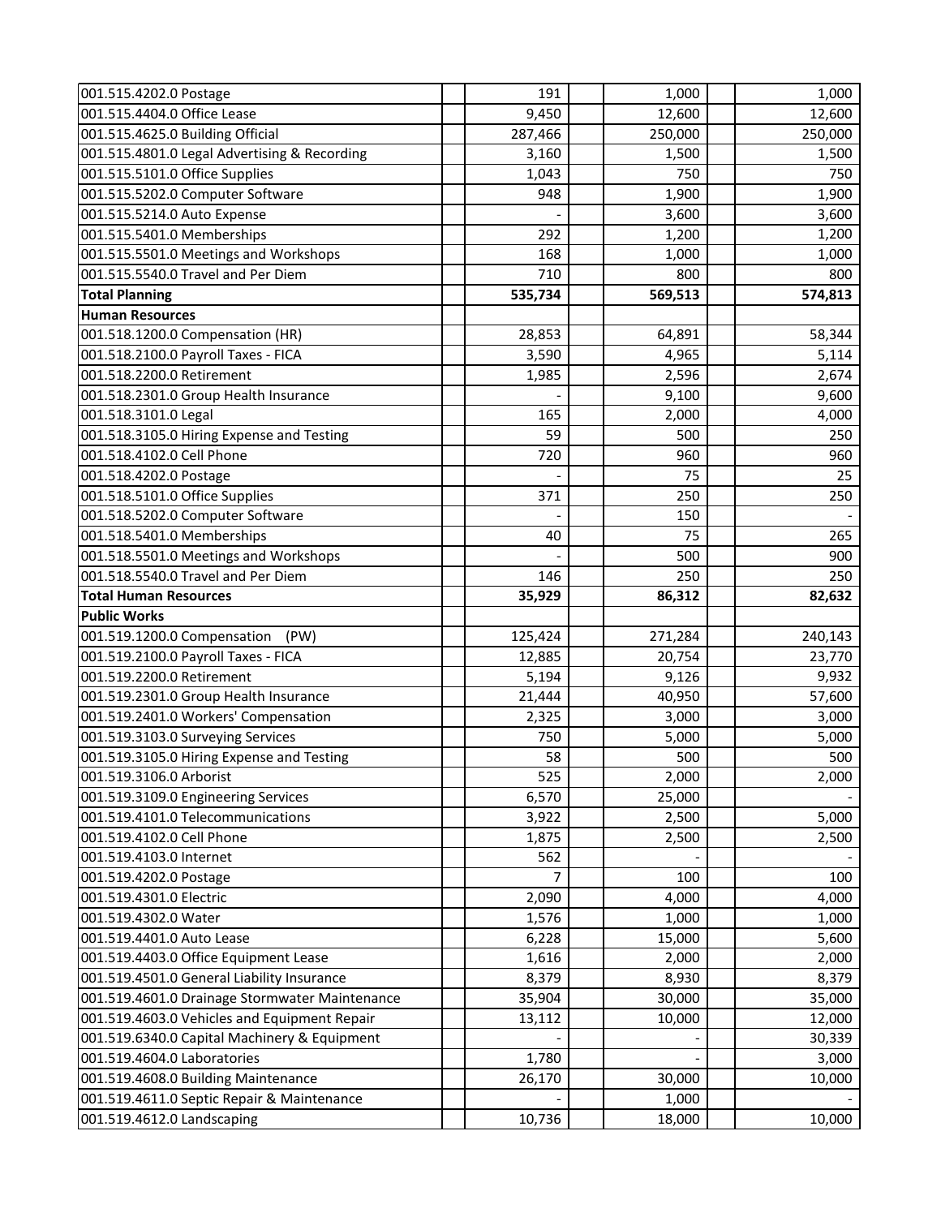| | | | |
|---|---|---|---|
| 001.515.4202.0 Postage | 191 | 1,000 | 1,000 |
| 001.515.4404.0 Office Lease | 9,450 | 12,600 | 12,600 |
| 001.515.4625.0 Building Official | 287,466 | 250,000 | 250,000 |
| 001.515.4801.0 Legal Advertising & Recording | 3,160 | 1,500 | 1,500 |
| 001.515.5101.0 Office Supplies | 1,043 | 750 | 750 |
| 001.515.5202.0 Computer Software | 948 | 1,900 | 1,900 |
| 001.515.5214.0 Auto Expense | - | 3,600 | 3,600 |
| 001.515.5401.0 Memberships | 292 | 1,200 | 1,200 |
| 001.515.5501.0 Meetings and Workshops | 168 | 1,000 | 1,000 |
| 001.515.5540.0 Travel and Per Diem | 710 | 800 | 800 |
| **Total Planning** | **535,734** | **569,513** | **574,813** |
| **Human Resources** | | | |
| 001.518.1200.0 Compensation (HR) | 28,853 | 64,891 | 58,344 |
| 001.518.2100.0 Payroll Taxes - FICA | 3,590 | 4,965 | 5,114 |
| 001.518.2200.0 Retirement | 1,985 | 2,596 | 2,674 |
| 001.518.2301.0 Group Health Insurance | - | 9,100 | 9,600 |
| 001.518.3101.0 Legal | 165 | 2,000 | 4,000 |
| 001.518.3105.0 Hiring Expense and Testing | 59 | 500 | 250 |
| 001.518.4102.0 Cell Phone | 720 | 960 | 960 |
| 001.518.4202.0 Postage | - | 75 | 25 |
| 001.518.5101.0 Office Supplies | 371 | 250 | 250 |
| 001.518.5202.0 Computer Software | - | 150 | - |
| 001.518.5401.0 Memberships | 40 | 75 | 265 |
| 001.518.5501.0 Meetings and Workshops | - | 500 | 900 |
| 001.518.5540.0 Travel and Per Diem | 146 | 250 | 250 |
| **Total Human Resources** | **35,929** | **86,312** | **82,632** |
| **Public Works** | | | |
| 001.519.1200.0 Compensation (PW) | 125,424 | 271,284 | 240,143 |
| 001.519.2100.0 Payroll Taxes - FICA | 12,885 | 20,754 | 23,770 |
| 001.519.2200.0 Retirement | 5,194 | 9,126 | 9,932 |
| 001.519.2301.0 Group Health Insurance | 21,444 | 40,950 | 57,600 |
| 001.519.2401.0 Workers' Compensation | 2,325 | 3,000 | 3,000 |
| 001.519.3103.0 Surveying Services | 750 | 5,000 | 5,000 |
| 001.519.3105.0 Hiring Expense and Testing | 58 | 500 | 500 |
| 001.519.3106.0 Arborist | 525 | 2,000 | 2,000 |
| 001.519.3109.0 Engineering Services | 6,570 | 25,000 | - |
| 001.519.4101.0 Telecommunications | 3,922 | 2,500 | 5,000 |
| 001.519.4102.0 Cell Phone | 1,875 | 2,500 | 2,500 |
| 001.519.4103.0 Internet | 562 | - | - |
| 001.519.4202.0 Postage | 7 | 100 | 100 |
| 001.519.4301.0 Electric | 2,090 | 4,000 | 4,000 |
| 001.519.4302.0 Water | 1,576 | 1,000 | 1,000 |
| 001.519.4401.0 Auto Lease | 6,228 | 15,000 | 5,600 |
| 001.519.4403.0 Office Equipment Lease | 1,616 | 2,000 | 2,000 |
| 001.519.4501.0 General Liability Insurance | 8,379 | 8,930 | 8,379 |
| 001.519.4601.0 Drainage Stormwater Maintenance | 35,904 | 30,000 | 35,000 |
| 001.519.4603.0 Vehicles and Equipment Repair | 13,112 | 10,000 | 12,000 |
| 001.519.6340.0 Capital Machinery & Equipment | - | - | 30,339 |
| 001.519.4604.0 Laboratories | 1,780 | - | 3,000 |
| 001.519.4608.0 Building Maintenance | 26,170 | 30,000 | 10,000 |
| 001.519.4611.0 Septic Repair & Maintenance | - | 1,000 | - |
| 001.519.4612.0 Landscaping | 10,736 | 18,000 | 10,000 |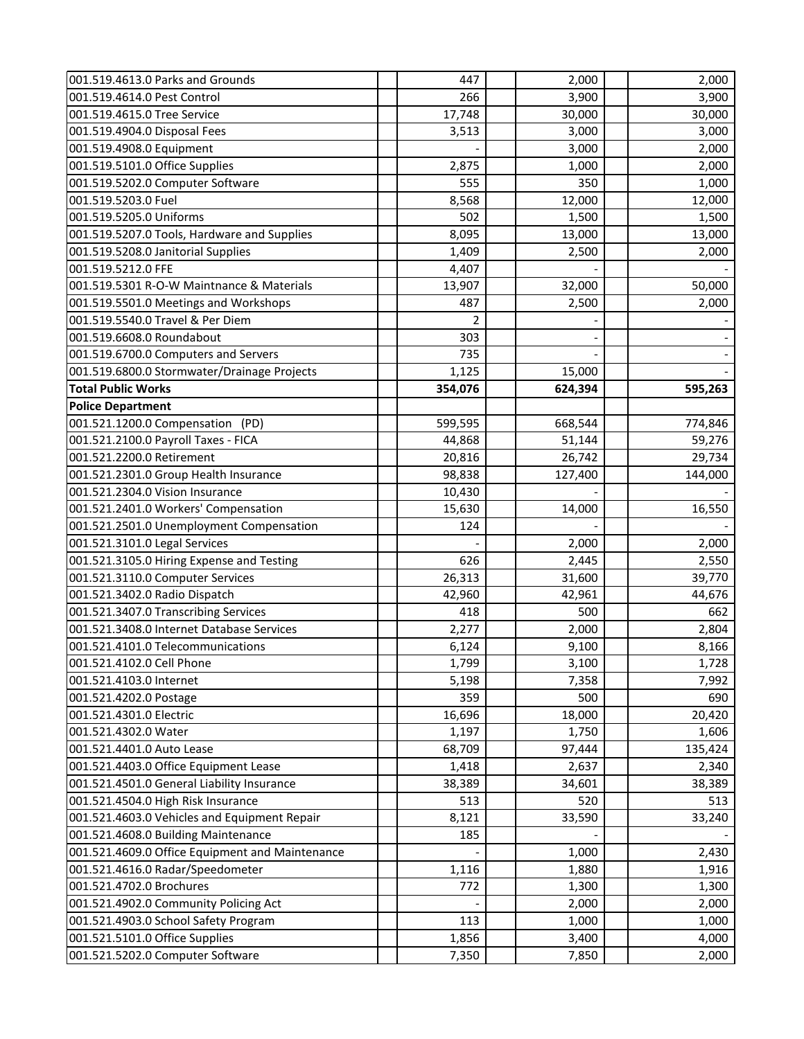| | | | | | |
|---|---|---|---|---|---|
| 001.519.4613.0 Parks and Grounds | | 447 | | 2,000 | | 2,000 |
| 001.519.4614.0 Pest Control | | 266 | | 3,900 | | 3,900 |
| 001.519.4615.0 Tree Service | | 17,748 | | 30,000 | | 30,000 |
| 001.519.4904.0 Disposal Fees | | 3,513 | | 3,000 | | 3,000 |
| 001.519.4908.0 Equipment | | - | | 3,000 | | 2,000 |
| 001.519.5101.0 Office Supplies | | 2,875 | | 1,000 | | 2,000 |
| 001.519.5202.0 Computer Software | | 555 | | 350 | | 1,000 |
| 001.519.5203.0 Fuel | | 8,568 | | 12,000 | | 12,000 |
| 001.519.5205.0 Uniforms | | 502 | | 1,500 | | 1,500 |
| 001.519.5207.0 Tools, Hardware and Supplies | | 8,095 | | 13,000 | | 13,000 |
| 001.519.5208.0 Janitorial Supplies | | 1,409 | | 2,500 | | 2,000 |
| 001.519.5212.0 FFE | | 4,407 | | - | | - |
| 001.519.5301 R-O-W Maintnance & Materials | | 13,907 | | 32,000 | | 50,000 |
| 001.519.5501.0 Meetings and Workshops | | 487 | | 2,500 | | 2,000 |
| 001.519.5540.0 Travel & Per Diem | | 2 | | - | | - |
| 001.519.6608.0 Roundabout | | 303 | | - | | - |
| 001.519.6700.0 Computers and Servers | | 735 | | - | | - |
| 001.519.6800.0 Stormwater/Drainage Projects | | 1,125 | | 15,000 | | - |
| **Total Public Works** | | **354,076** | | **624,394** | | **595,263** |
| **Police Department** | | | | | | |
| 001.521.1200.0 Compensation (PD) | | 599,595 | | 668,544 | | 774,846 |
| 001.521.2100.0 Payroll Taxes - FICA | | 44,868 | | 51,144 | | 59,276 |
| 001.521.2200.0 Retirement | | 20,816 | | 26,742 | | 29,734 |
| 001.521.2301.0 Group Health Insurance | | 98,838 | | 127,400 | | 144,000 |
| 001.521.2304.0 Vision Insurance | | 10,430 | | - | | - |
| 001.521.2401.0 Workers' Compensation | | 15,630 | | 14,000 | | 16,550 |
| 001.521.2501.0 Unemployment Compensation | | 124 | | | | - |
| 001.521.3101.0 Legal Services | | - | | 2,000 | | 2,000 |
| 001.521.3105.0 Hiring Expense and Testing | | 626 | | 2,445 | | 2,550 |
| 001.521.3110.0 Computer Services | | 26,313 | | 31,600 | | 39,770 |
| 001.521.3402.0 Radio Dispatch | | 42,960 | | 42,961 | | 44,676 |
| 001.521.3407.0 Transcribing Services | | 418 | | 500 | | 662 |
| 001.521.3408.0 Internet Database Services | | 2,277 | | 2,000 | | 2,804 |
| 001.521.4101.0 Telecommunications | | 6,124 | | 9,100 | | 8,166 |
| 001.521.4102.0 Cell Phone | | 1,799 | | 3,100 | | 1,728 |
| 001.521.4103.0 Internet | | 5,198 | | 7,358 | | 7,992 |
| 001.521.4202.0 Postage | | 359 | | 500 | | 690 |
| 001.521.4301.0 Electric | | 16,696 | | 18,000 | | 20,420 |
| 001.521.4302.0 Water | | 1,197 | | 1,750 | | 1,606 |
| 001.521.4401.0 Auto Lease | | 68,709 | | 97,444 | | 135,424 |
| 001.521.4403.0 Office Equipment Lease | | 1,418 | | 2,637 | | 2,340 |
| 001.521.4501.0 General Liability Insurance | | 38,389 | | 34,601 | | 38,389 |
| 001.521.4504.0 High Risk Insurance | | 513 | | 520 | | 513 |
| 001.521.4603.0 Vehicles and Equipment Repair | | 8,121 | | 33,590 | | 33,240 |
| 001.521.4608.0 Building Maintenance | | 185 | | - | | - |
| 001.521.4609.0 Office Equipment and Maintenance | | - | | 1,000 | | 2,430 |
| 001.521.4616.0 Radar/Speedometer | | 1,116 | | 1,880 | | 1,916 |
| 001.521.4702.0 Brochures | | 772 | | 1,300 | | 1,300 |
| 001.521.4902.0 Community Policing Act | | - | | 2,000 | | 2,000 |
| 001.521.4903.0 School Safety Program | | 113 | | 1,000 | | 1,000 |
| 001.521.5101.0 Office Supplies | | 1,856 | | 3,400 | | 4,000 |
| 001.521.5202.0 Computer Software | | 7,350 | | 7,850 | | 2,000 |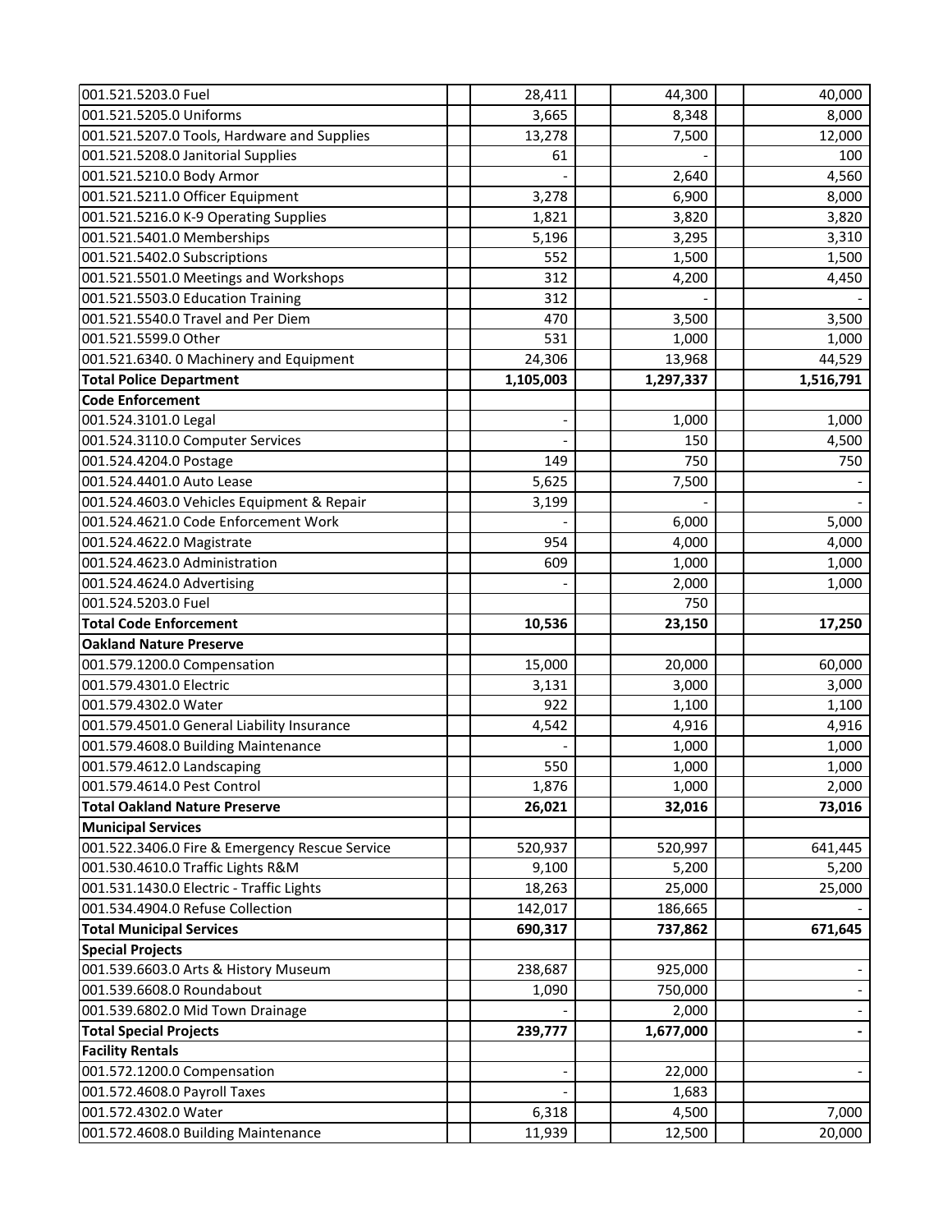| | | | | | | |
|---|---|---|---|---|---|---|
| 001.521.5203.0 Fuel | | 28,411 | | 44,300 | | 40,000 |
| 001.521.5205.0 Uniforms | | 3,665 | | 8,348 | | 8,000 |
| 001.521.5207.0 Tools, Hardware and Supplies | | 13,278 | | 7,500 | | 12,000 |
| 001.521.5208.0 Janitorial Supplies | | 61 | | - | | 100 |
| 001.521.5210.0 Body Armor | | - | | 2,640 | | 4,560 |
| 001.521.5211.0 Officer Equipment | | 3,278 | | 6,900 | | 8,000 |
| 001.521.5216.0 K-9 Operating Supplies | | 1,821 | | 3,820 | | 3,820 |
| 001.521.5401.0 Memberships | | 5,196 | | 3,295 | | 3,310 |
| 001.521.5402.0 Subscriptions | | 552 | | 1,500 | | 1,500 |
| 001.521.5501.0 Meetings and Workshops | | 312 | | 4,200 | | 4,450 |
| 001.521.5503.0 Education Training | | 312 | | - | | - |
| 001.521.5540.0 Travel and Per Diem | | 470 | | 3,500 | | 3,500 |
| 001.521.5599.0 Other | | 531 | | 1,000 | | 1,000 |
| 001.521.6340. 0 Machinery and Equipment | | 24,306 | | 13,968 | | 44,529 |
| **Total Police Department** | | **1,105,003** | | **1,297,337** | | **1,516,791** |
| **Code Enforcement** | | | | | | |
| 001.524.3101.0 Legal | | - | | 1,000 | | 1,000 |
| 001.524.3110.0 Computer Services | | - | | 150 | | 4,500 |
| 001.524.4204.0 Postage | | 149 | | 750 | | 750 |
| 001.524.4401.0 Auto Lease | | 5,625 | | 7,500 | | - |
| 001.524.4603.0 Vehicles Equipment & Repair | | 3,199 | | - | | - |
| 001.524.4621.0 Code Enforcement Work | | - | | 6,000 | | 5,000 |
| 001.524.4622.0 Magistrate | | 954 | | 4,000 | | 4,000 |
| 001.524.4623.0 Administration | | 609 | | 1,000 | | 1,000 |
| 001.524.4624.0 Advertising | | - | | 2,000 | | 1,000 |
| 001.524.5203.0 Fuel | | | | 750 | | |
| **Total Code Enforcement** | | **10,536** | | **23,150** | | **17,250** |
| **Oakland Nature Preserve** | | | | | | |
| 001.579.1200.0 Compensation | | 15,000 | | 20,000 | | 60,000 |
| 001.579.4301.0 Electric | | 3,131 | | 3,000 | | 3,000 |
| 001.579.4302.0 Water | | 922 | | 1,100 | | 1,100 |
| 001.579.4501.0 General Liability Insurance | | 4,542 | | 4,916 | | 4,916 |
| 001.579.4608.0 Building Maintenance | | - | | 1,000 | | 1,000 |
| 001.579.4612.0 Landscaping | | 550 | | 1,000 | | 1,000 |
| 001.579.4614.0 Pest Control | | 1,876 | | 1,000 | | 2,000 |
| **Total Oakland Nature Preserve** | | **26,021** | | **32,016** | | **73,016** |
| **Municipal Services** | | | | | | |
| 001.522.3406.0 Fire & Emergency Rescue Service | | 520,937 | | 520,997 | | 641,445 |
| 001.530.4610.0 Traffic Lights R&M | | 9,100 | | 5,200 | | 5,200 |
| 001.531.1430.0 Electric - Traffic Lights | | 18,263 | | 25,000 | | 25,000 |
| 001.534.4904.0 Refuse Collection | | 142,017 | | 186,665 | | - |
| **Total Municipal Services** | | **690,317** | | **737,862** | | **671,645** |
| **Special Projects** | | | | | | |
| 001.539.6603.0 Arts & History Museum | | 238,687 | | 925,000 | | - |
| 001.539.6608.0 Roundabout | | 1,090 | | 750,000 | | - |
| 001.539.6802.0 Mid Town Drainage | | - | | 2,000 | | - |
| **Total Special Projects** | | **239,777** | | **1,677,000** | | **-** |
| **Facility Rentals** | | | | | | |
| 001.572.1200.0 Compensation | | - | | 22,000 | | - |
| 001.572.4608.0 Payroll Taxes | | - | | 1,683 | | |
| 001.572.4302.0 Water | | 6,318 | | 4,500 | | 7,000 |
| 001.572.4608.0 Building Maintenance | | 11,939 | | 12,500 | | 20,000 |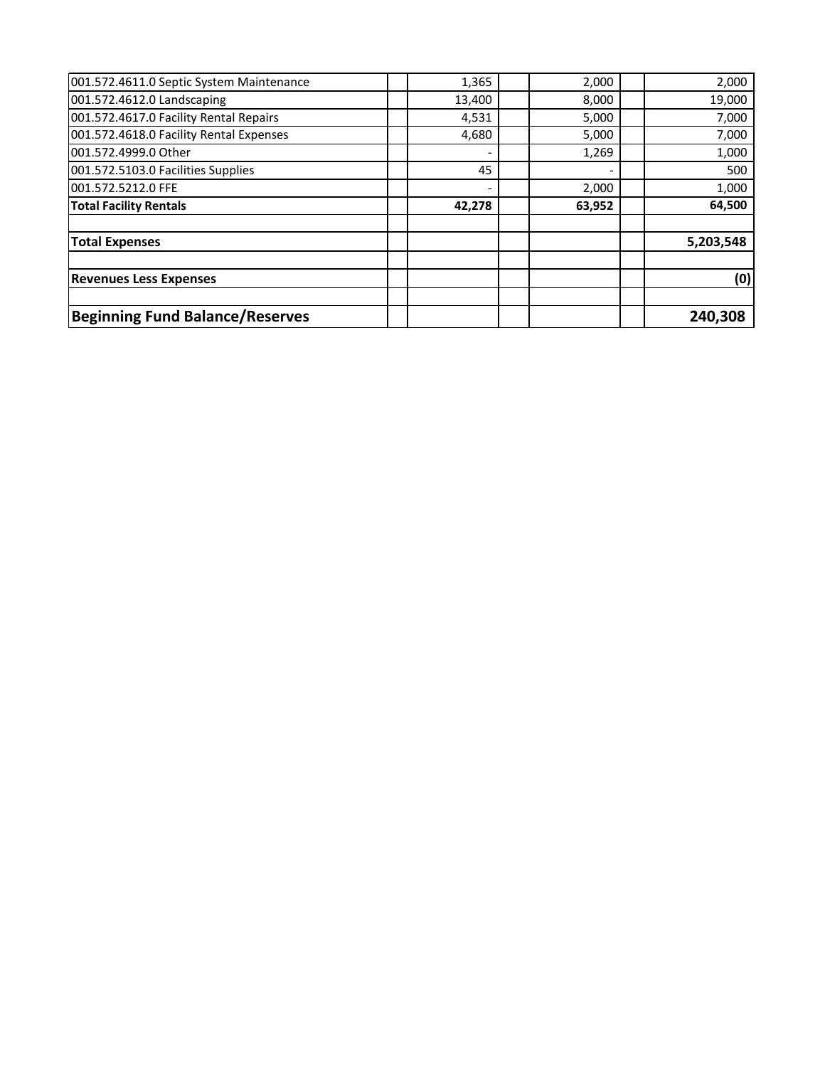| | | | | | | |
|---|---|---|---|---|---|---|
| 001.572.4611.0 Septic System Maintenance | | 1,365 | | 2,000 | | 2,000 |
| 001.572.4612.0 Landscaping | | 13,400 | | 8,000 | | 19,000 |
| 001.572.4617.0 Facility Rental Repairs | | 4,531 | | 5,000 | | 7,000 |
| 001.572.4618.0 Facility Rental Expenses | | 4,680 | | 5,000 | | 7,000 |
| 001.572.4999.0 Other | | - | | 1,269 | | 1,000 |
| 001.572.5103.0 Facilities Supplies | | 45 | | - | | 500 |
| 001.572.5212.0 FFE | | - | | 2,000 | | 1,000 |
| **Total Facility Rentals** | | **42,278** | | **63,952** | | **64,500** |
| | | | | | | |
| **Total Expenses** | | | | | | **5,203,548** |
| | | | | | | |
| **Revenues Less Expenses** | | | | | | **(0)** |
| | | | | | | |
| **Beginning Fund Balance/Reserves** | | | | | | **240,308** |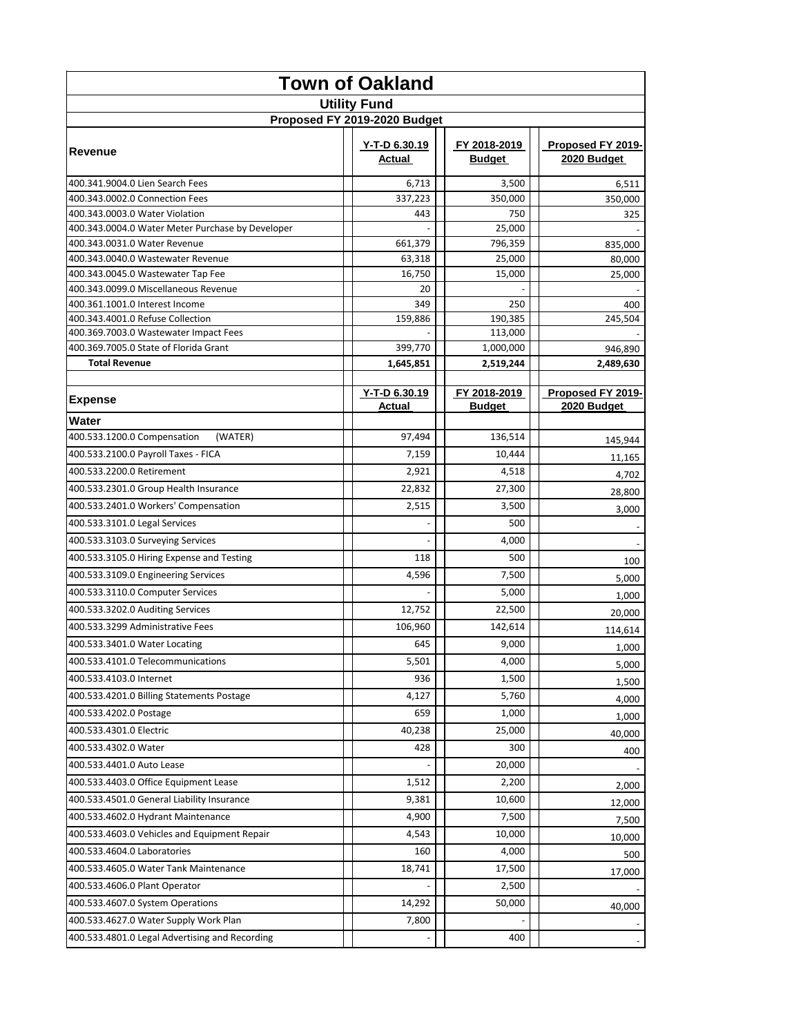# Town of Oakland

## Utility Fund

### Proposed FY 2019-2020 Budget

| Revenue | Y-T-D 6.30.19 Actual | FY 2018-2019 Budget | Proposed FY 2019-2020 Budget |
|---|---|---|---|
| 400.341.9004.0 Lien Search Fees | 6,713 | 3,500 | 6,511 |
| 400.343.0002.0 Connection Fees | 337,223 | 350,000 | 350,000 |
| 400.343.0003.0 Water Violation | 443 | 750 | 325 |
| 400.343.0004.0 Water Meter Purchase by Developer | - | 25,000 | - |
| 400.343.0031.0 Water Revenue | 661,379 | 796,359 | 835,000 |
| 400.343.0040.0 Wastewater Revenue | 63,318 | 25,000 | 80,000 |
| 400.343.0045.0 Wastewater Tap Fee | 16,750 | 15,000 | 25,000 |
| 400.343.0099.0 Miscellaneous Revenue | 20 | - | - |
| 400.361.1001.0 Interest Income | 349 | 250 | 400 |
| 400.343.4001.0 Refuse Collection | 159,886 | 190,385 | 245,504 |
| 400.369.7003.0 Wastewater Impact Fees | - | 113,000 | - |
| 400.369.7005.0 State of Florida Grant | 399,770 | 1,000,000 | 946,890 |
| **Total Revenue** | **1,645,851** | **2,519,244** | **2,489,630** |

| Expense | Y-T-D 6.30.19 Actual | FY 2018-2019 Budget | Proposed FY 2019-2020 Budget |
|---|---|---|---|
| **Water** | | | |
| 400.533.1200.0 Compensation (WATER) | 97,494 | 136,514 | 145,944 |
| 400.533.2100.0 Payroll Taxes - FICA | 7,159 | 10,444 | 11,165 |
| 400.533.2200.0 Retirement | 2,921 | 4,518 | 4,702 |
| 400.533.2301.0 Group Health Insurance | 22,832 | 27,300 | 28,800 |
| 400.533.2401.0 Workers' Compensation | 2,515 | 3,500 | 3,000 |
| 400.533.3101.0 Legal Services | - | 500 | - |
| 400.533.3103.0 Surveying Services | - | 4,000 | - |
| 400.533.3105.0 Hiring Expense and Testing | 118 | 500 | 100 |
| 400.533.3109.0 Engineering Services | 4,596 | 7,500 | 5,000 |
| 400.533.3110.0 Computer Services | - | 5,000 | 1,000 |
| 400.533.3202.0 Auditing Services | 12,752 | 22,500 | 20,000 |
| 400.533.3299 Administrative Fees | 106,960 | 142,614 | 114,614 |
| 400.533.3401.0 Water Locating | 645 | 9,000 | 1,000 |
| 400.533.4101.0 Telecommunications | 5,501 | 4,000 | 5,000 |
| 400.533.4103.0 Internet | 936 | 1,500 | 1,500 |
| 400.533.4201.0 Billing Statements Postage | 4,127 | 5,760 | 4,000 |
| 400.533.4202.0 Postage | 659 | 1,000 | 1,000 |
| 400.533.4301.0 Electric | 40,238 | 25,000 | 40,000 |
| 400.533.4302.0 Water | 428 | 300 | 400 |
| 400.533.4401.0 Auto Lease | - | 20,000 | - |
| 400.533.4403.0 Office Equipment Lease | 1,512 | 2,200 | 2,000 |
| 400.533.4501.0 General Liability Insurance | 9,381 | 10,600 | 12,000 |
| 400.533.4602.0 Hydrant Maintenance | 4,900 | 7,500 | 7,500 |
| 400.533.4603.0 Vehicles and Equipment Repair | 4,543 | 10,000 | 10,000 |
| 400.533.4604.0 Laboratories | 160 | 4,000 | 500 |
| 400.533.4605.0 Water Tank Maintenance | 18,741 | 17,500 | 17,000 |
| 400.533.4606.0 Plant Operator | - | 2,500 | - |
| 400.533.4607.0 System Operations | 14,292 | 50,000 | 40,000 |
| 400.533.4627.0 Water Supply Work Plan | 7,800 | - | - |
| 400.533.4801.0 Legal Advertising and Recording | - | 400 | - |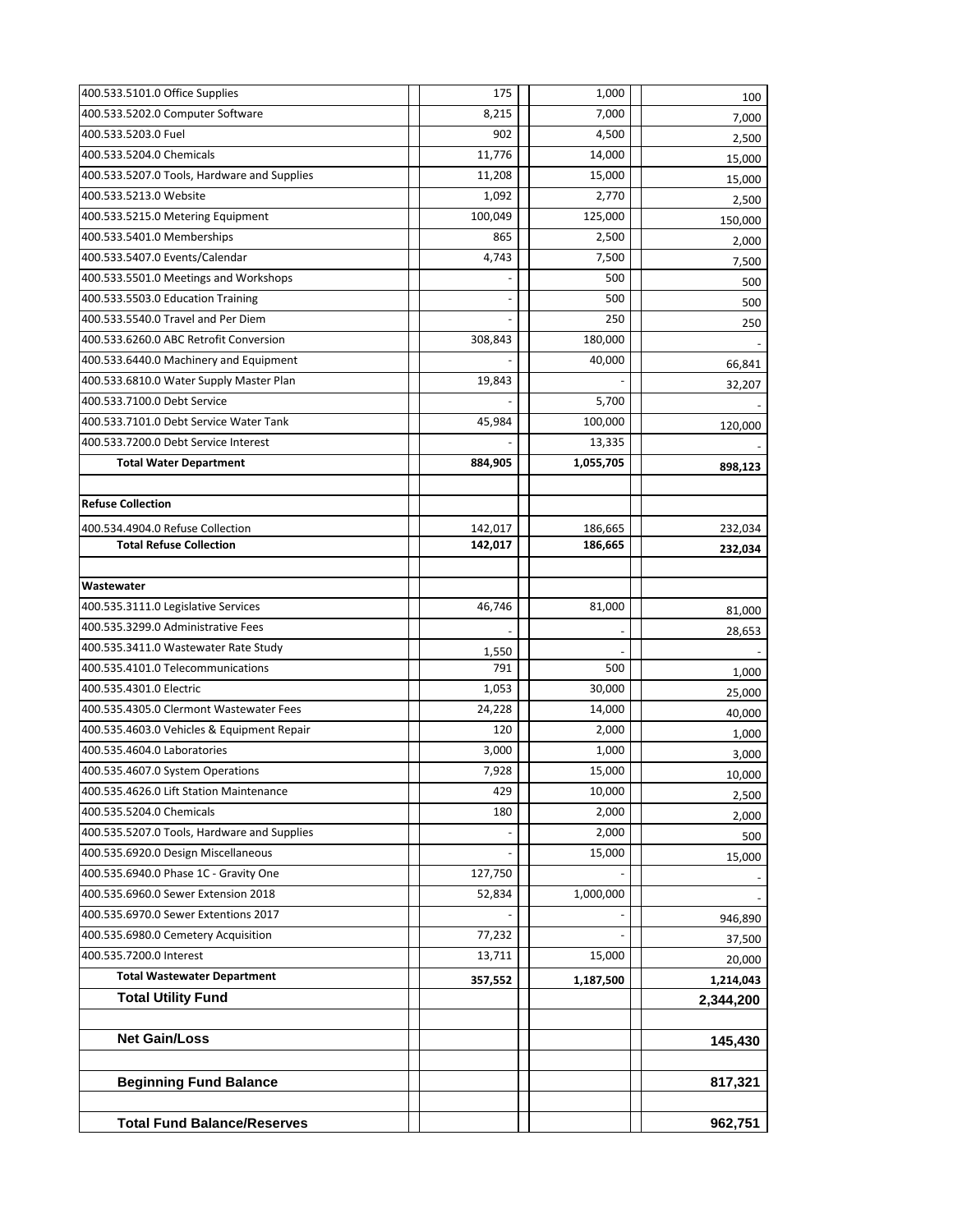| | | | |
|---|---|---|---|
| 400.533.5101.0 Office Supplies | 175 | 1,000 | 100 |
| 400.533.5202.0 Computer Software | 8,215 | 7,000 | 7,000 |
| 400.533.5203.0 Fuel | 902 | 4,500 | 2,500 |
| 400.533.5204.0 Chemicals | 11,776 | 14,000 | 15,000 |
| 400.533.5207.0 Tools, Hardware and Supplies | 11,208 | 15,000 | 15,000 |
| 400.533.5213.0 Website | 1,092 | 2,770 | 2,500 |
| 400.533.5215.0 Metering Equipment | 100,049 | 125,000 | 150,000 |
| 400.533.5401.0 Memberships | 865 | 2,500 | 2,000 |
| 400.533.5407.0 Events/Calendar | 4,743 | 7,500 | 7,500 |
| 400.533.5501.0 Meetings and Workshops | - | 500 | 500 |
| 400.533.5503.0 Education Training | - | 500 | 500 |
| 400.533.5540.0 Travel and Per Diem | - | 250 | 250 |
| 400.533.6260.0 ABC Retrofit Conversion | 308,843 | 180,000 | - |
| 400.533.6440.0 Machinery and Equipment | - | 40,000 | 66,841 |
| 400.533.6810.0 Water Supply Master Plan | 19,843 | - | 32,207 |
| 400.533.7100.0 Debt Service | - | 5,700 | - |
| 400.533.7101.0 Debt Service Water Tank | 45,984 | 100,000 | 120,000 |
| 400.533.7200.0 Debt Service Interest | - | 13,335 | - |
| **Total Water Department** | **884,905** | **1,055,705** | **898,123** |
| | | | |
| **Refuse Collection** | | | |
| 400.534.4904.0 Refuse Collection | 142,017 | 186,665 | 232,034 |
| **Total Refuse Collection** | **142,017** | **186,665** | **232,034** |
| | | | |
| **Wastewater** | | | |
| 400.535.3111.0 Legislative Services | 46,746 | 81,000 | 81,000 |
| 400.535.3299.0 Administrative Fees | - | - | 28,653 |
| 400.535.3411.0 Wastewater Rate Study | 1,550 | - | - |
| 400.535.4101.0 Telecommunications | 791 | 500 | 1,000 |
| 400.535.4301.0 Electric | 1,053 | 30,000 | 25,000 |
| 400.535.4305.0 Clermont Wastewater Fees | 24,228 | 14,000 | 40,000 |
| 400.535.4603.0 Vehicles & Equipment Repair | 120 | 2,000 | 1,000 |
| 400.535.4604.0 Laboratories | 3,000 | 1,000 | 3,000 |
| 400.535.4607.0 System Operations | 7,928 | 15,000 | 10,000 |
| 400.535.4626.0 Lift Station Maintenance | 429 | 10,000 | 2,500 |
| 400.535.5204.0 Chemicals | 180 | 2,000 | 2,000 |
| 400.535.5207.0 Tools, Hardware and Supplies | - | 2,000 | 500 |
| 400.535.6920.0 Design Miscellaneous | - | 15,000 | 15,000 |
| 400.535.6940.0 Phase 1C - Gravity One | 127,750 | - | - |
| 400.535.6960.0 Sewer Extension 2018 | 52,834 | 1,000,000 | - |
| 400.535.6970.0 Sewer Extentions 2017 | - | - | 946,890 |
| 400.535.6980.0 Cemetery Acquisition | 77,232 | - | 37,500 |
| 400.535.7200.0 Interest | 13,711 | 15,000 | 20,000 |
| **Total Wastewater Department** | **357,552** | **1,187,500** | **1,214,043** |
| **Total Utility Fund** | | | **2,344,200** |
| | | | |
| **Net Gain/Loss** | | | **145,430** |
| | | | |
| **Beginning Fund Balance** | | | **817,321** |
| | | | |
| **Total Fund Balance/Reserves** | | | **962,751** |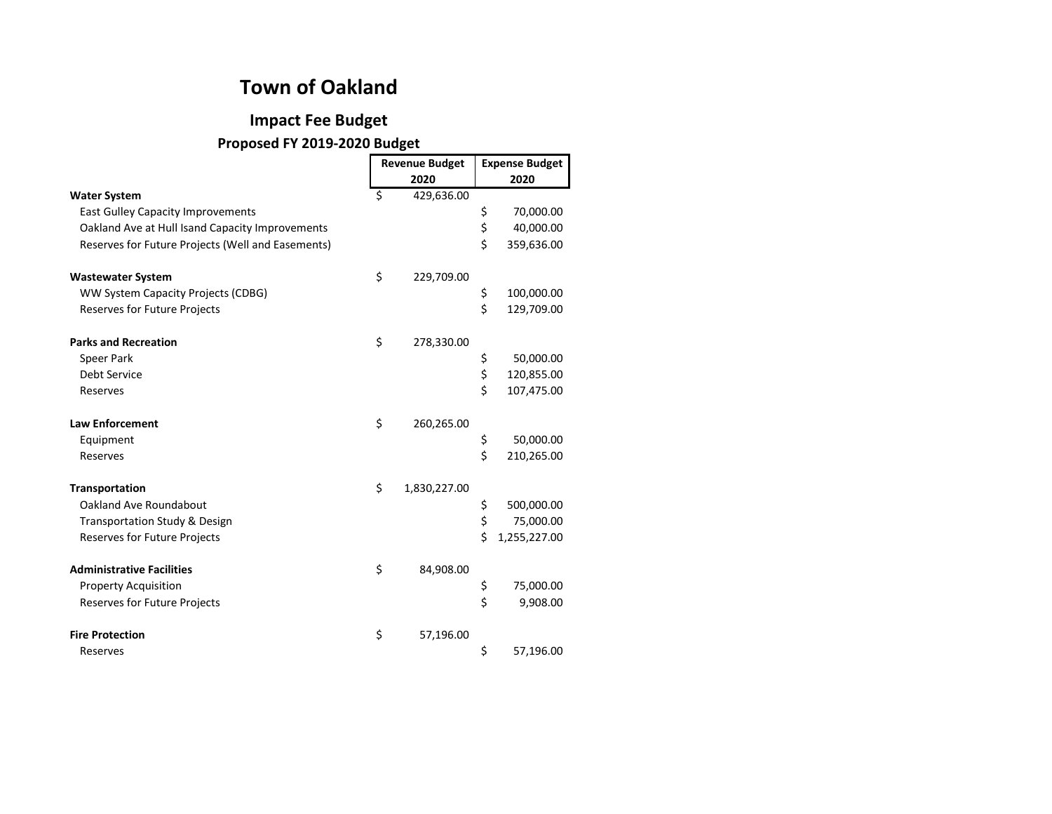# Town of Oakland

## Impact Fee Budget

### Proposed FY 2019-2020 Budget

| | Revenue Budget 2020 | Expense Budget 2020 |
|---|---|---|
| **Water System** | $ 429,636.00 | |
| East Gulley Capacity Improvements | | $ 70,000.00 |
| Oakland Ave at Hull Isand Capacity Improvements | | $ 40,000.00 |
| Reserves for Future Projects (Well and Easements) | | $ 359,636.00 |
| | | |
| **Wastewater System** | $ 229,709.00 | |
| WW System Capacity Projects (CDBG) | | $ 100,000.00 |
| Reserves for Future Projects | | $ 129,709.00 |
| | | |
| **Parks and Recreation** | $ 278,330.00 | |
| Speer Park | | $ 50,000.00 |
| Debt Service | | $ 120,855.00 |
| Reserves | | $ 107,475.00 |
| | | |
| **Law Enforcement** | $ 260,265.00 | |
| Equipment | | $ 50,000.00 |
| Reserves | | $ 210,265.00 |
| | | |
| **Transportation** | $ 1,830,227.00 | |
| Oakland Ave Roundabout | | $ 500,000.00 |
| Transportation Study & Design | | $ 75,000.00 |
| Reserves for Future Projects | | $ 1,255,227.00 |
| | | |
| **Administrative Facilities** | $ 84,908.00 | |
| Property Acquisition | | $ 75,000.00 |
| Reserves for Future Projects | | $ 9,908.00 |
| | | |
| **Fire Protection** | $ 57,196.00 | |
| Reserves | | $ 57,196.00 |